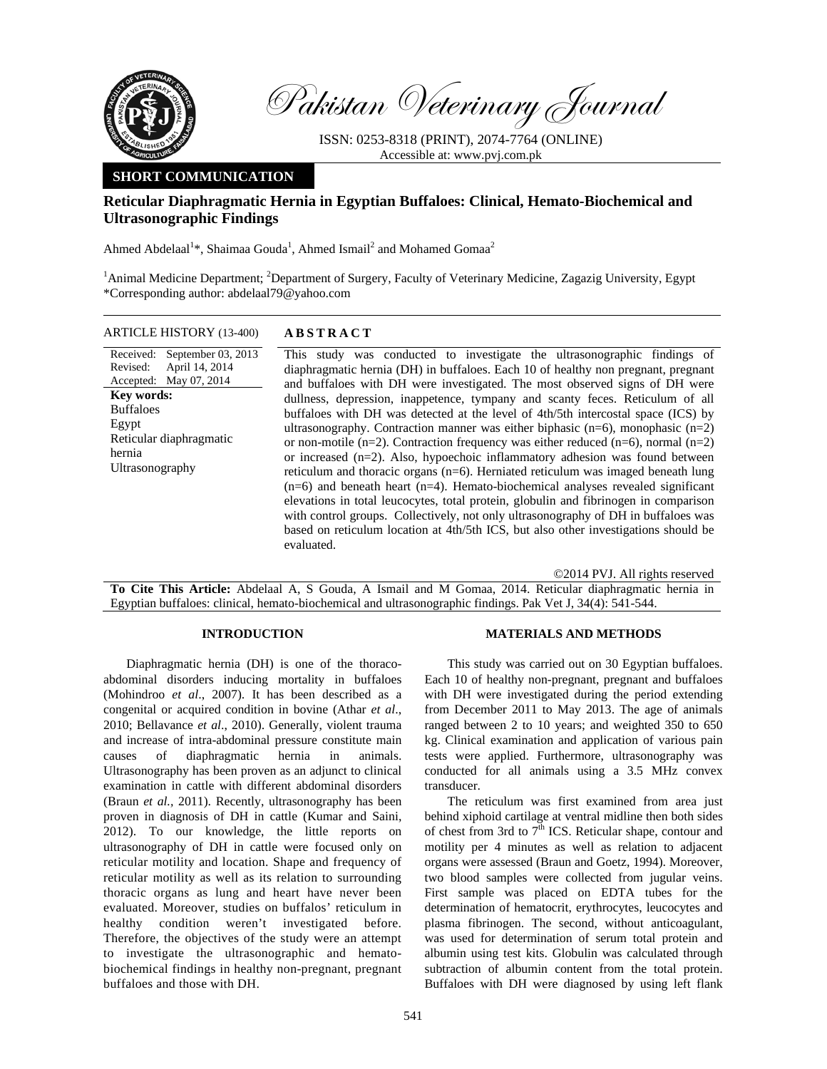Pakistan Veterinary Journal

ISSN: 0253-8318 (PRINT), 2074-7764 (ONLINE)
Accessible at: www.pvj.com.pk

**SHORT COMMUNICATION**

# Reticular Diaphragmatic Hernia in Egyptian Buffaloes: Clinical, Hemato-Biochemical and Ultrasonographic Findings

Ahmed Abdelaal[1]*, Shaimaa Gouda[1], Ahmed Ismail[2] and Mohamed Gomaa[2]

[1]Animal Medicine Department; [2]Department of Surgery, Faculty of Veterinary Medicine, Zagazig University, Egypt
*Corresponding author: abdelaal79@yahoo.com

**ARTICLE HISTORY** (13-400)

Received: September 03, 2013
Revised: April 14, 2014
Accepted: May 07, 2014

**Key words:**
Buffaloes
Egypt
Reticular diaphragmatic hernia
Ultrasonography

## ABSTRACT

This study was conducted to investigate the ultrasonographic findings of diaphragmatic hernia (DH) in buffaloes. Each 10 of healthy non pregnant, pregnant and buffaloes with DH were investigated. The most observed signs of DH were dullness, depression, inappetence, tympany and scanty feces. Reticulum of all buffaloes with DH was detected at the level of 4th/5th intercostal space (ICS) by ultrasonography. Contraction manner was either biphasic (n=6), monophasic (n=2) or non-motile (n=2). Contraction frequency was either reduced (n=6), normal (n=2) or increased (n=2). Also, hypoechoic inflammatory adhesion was found between reticulum and thoracic organs (n=6). Herniated reticulum was imaged beneath lung (n=6) and beneath heart (n=4). Hemato-biochemical analyses revealed significant elevations in total leucocytes, total protein, globulin and fibrinogen in comparison with control groups. Collectively, not only ultrasonography of DH in buffaloes was based on reticulum location at 4th/5th ICS, but also other investigations should be evaluated.

©2014 PVJ. All rights reserved

**To Cite This Article:** Abdelaal A, S Gouda, A Ismail and M Gomaa, 2014. Reticular diaphragmatic hernia in Egyptian buffaloes: clinical, hemato-biochemical and ultrasonographic findings. Pak Vet J, 34(4): 541-544.

## INTRODUCTION

Diaphragmatic hernia (DH) is one of the thoraco-abdominal disorders inducing mortality in buffaloes (Mohindroo *et al*., 2007). It has been described as a congenital or acquired condition in bovine (Athar *et al*., 2010; Bellavance *et al*., 2010). Generally, violent trauma and increase of intra-abdominal pressure constitute main causes of diaphragmatic hernia in animals. Ultrasonography has been proven as an adjunct to clinical examination in cattle with different abdominal disorders (Braun *et al.*, 2011). Recently, ultrasonography has been proven in diagnosis of DH in cattle (Kumar and Saini, 2012). To our knowledge, the little reports on ultrasonography of DH in cattle were focused only on reticular motility and location. Shape and frequency of reticular motility as well as its relation to surrounding thoracic organs as lung and heart have never been evaluated. Moreover, studies on buffalos' reticulum in healthy condition weren't investigated before. Therefore, the objectives of the study were an attempt to investigate the ultrasonographic and hemato-biochemical findings in healthy non-pregnant, pregnant buffaloes and those with DH.

## MATERIALS AND METHODS

This study was carried out on 30 Egyptian buffaloes. Each 10 of healthy non-pregnant, pregnant and buffaloes with DH were investigated during the period extending from December 2011 to May 2013. The age of animals ranged between 2 to 10 years; and weighted 350 to 650 kg. Clinical examination and application of various pain tests were applied. Furthermore, ultrasonography was conducted for all animals using a 3.5 MHz convex transducer.

The reticulum was first examined from area just behind xiphoid cartilage at ventral midline then both sides of chest from 3rd to 7$^{th}$ ICS. Reticular shape, contour and motility per 4 minutes as well as relation to adjacent organs were assessed (Braun and Goetz, 1994). Moreover, two blood samples were collected from jugular veins. First sample was placed on EDTA tubes for the determination of hematocrit, erythrocytes, leucocytes and plasma fibrinogen. The second, without anticoagulant, was used for determination of serum total protein and albumin using test kits. Globulin was calculated through subtraction of albumin content from the total protein. Buffaloes with DH were diagnosed by using left flank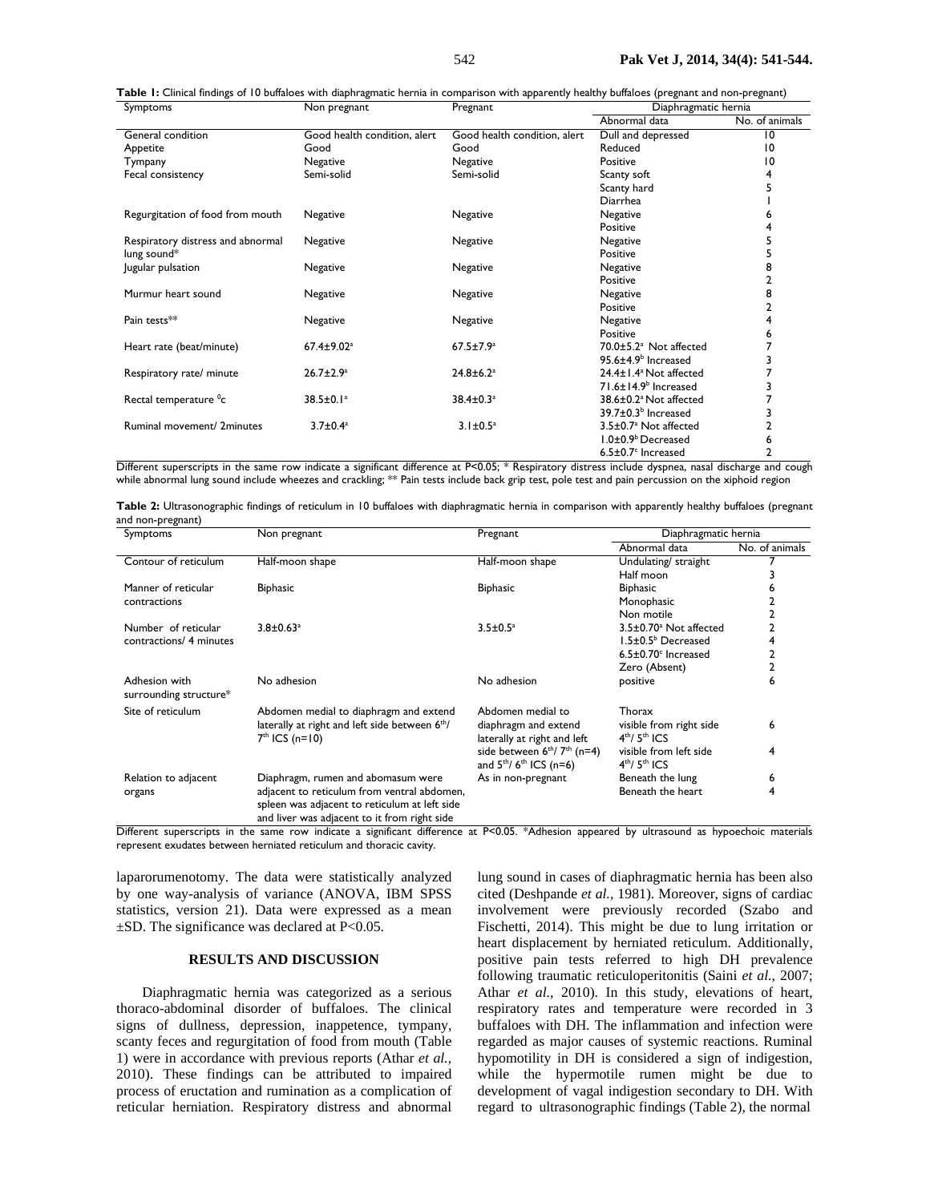**Table 1:** Clinical findings of 10 buffaloes with diaphragmatic hernia in comparison with apparently healthy buffaloes (pregnant and non-pregnant)

| Symptoms | Non pregnant | Pregnant | Diaphragmatic hernia | |
|---|---|---|---|---|
| | | | Abnormal data | No. of animals |
| General condition | Good health condition, alert | Good health condition, alert | Dull and depressed | 10 |
| Appetite | Good | Good | Reduced | 10 |
| Tympany | Negative | Negative | Positive | 10 |
| Fecal consistency | Semi-solid | Semi-solid | Scanty soft | 4 |
| | | | Scanty hard | 5 |
| | | | Diarrhea | 1 |
| Regurgitation of food from mouth | Negative | Negative | Negative | 6 |
| | | | Positive | 4 |
| Respiratory distress and abnormal lung sound* | Negative | Negative | Negative | 5 |
| | | | Positive | 5 |
| Jugular pulsation | Negative | Negative | Negative | 8 |
| | | | Positive | 2 |
| Murmur heart sound | Negative | Negative | Negative | 8 |
| | | | Positive | 2 |
| Pain tests** | Negative | Negative | Negative | 4 |
| | | | Positive | 6 |
| Heart rate (beat/minute) | $67.4{\pm}9.02^a$ | $67.5{\pm}7.9^a$ | $70.0{\pm}5.2^a$ Not affected | 7 |
| | | | $95.6{\pm}4.9^b$ Increased | 3 |
| Respiratory rate/ minute | $26.7{\pm}2.9^a$ | $24.8{\pm}6.2^a$ | $24.4{\pm}1.4^a$ Not affected | 7 |
| | | | $71.6{\pm}14.9^b$ Increased | 3 |
| Rectal temperature $^0$c | $38.5{\pm}0.1^a$ | $38.4{\pm}0.3^a$ | $38.6{\pm}0.2^a$ Not affected | 7 |
| | | | $39.7{\pm}0.3^b$ Increased | 3 |
| Ruminal movement/ 2minutes | $3.7{\pm}0.4^a$ | $3.1{\pm}0.5^a$ | $3.5{\pm}0.7^a$ Not affected | 2 |
| | | | $1.0{\pm}0.9^b$ Decreased | 6 |
| | | | $6.5{\pm}0.7^c$ Increased | 2 |

Different superscripts in the same row indicate a significant difference at P<0.05; * Respiratory distress include dyspnea, nasal discharge and cough while abnormal lung sound include wheezes and crackling; ** Pain tests include back grip test, pole test and pain percussion on the xiphoid region

**Table 2:** Ultrasonographic findings of reticulum in 10 buffaloes with diaphragmatic hernia in comparison with apparently healthy buffaloes (pregnant and non-pregnant)

| Symptoms | Non pregnant | Pregnant | Diaphragmatic hernia | |
|---|---|---|---|---|
| | | | Abnormal data | No. of animals |
| Contour of reticulum | Half-moon shape | Half-moon shape | Undulating/ straight | 7 |
| | | | Half moon | 3 |
| Manner of reticular contractions | Biphasic | Biphasic | Biphasic | 6 |
| | | | Monophasic | 2 |
| | | | Non motile | 2 |
| Number of reticular contractions/ 4 minutes | $3.8{\pm}0.63^a$ | $3.5{\pm}0.5^a$ | $3.5{\pm}0.70^a$ Not affected | 2 |
| | | | $1.5{\pm}0.5^b$ Decreased | 4 |
| | | | $6.5{\pm}0.70^c$ Increased | 2 |
| | | | Zero (Absent) | 2 |
| Adhesion with surrounding structure* | No adhesion | No adhesion | positive | 6 |
| Site of reticulum | Abdomen medial to diaphragm and extend laterally at right and left side between 6th/ 7th ICS (n=10) | Abdomen medial to diaphragm and extend laterally at right and left side between 6th/ 7th ICS (n=4) and 5th/ 6th ICS (n=6) | Thorax | |
| | | | visible from right side 4th/ 5th ICS | 6 |
| | | | visible from left side 4th/ 5th ICS | 4 |
| Relation to adjacent organs | Diaphragm, rumen and abomasum were adjacent to reticulum from ventral abdomen, spleen was adjacent to reticulum at left side and liver was adjacent to it from right side | As in non-pregnant | Beneath the lung | 6 |
| | | | Beneath the heart | 4 |

Different superscripts in the same row indicate a significant difference at P<0.05. *Adhesion appeared by ultrasound as hypoechoic materials represent exudates between herniated reticulum and thoracic cavity.

laparorumenotomy. The data were statistically analyzed by one way-analysis of variance (ANOVA, IBM SPSS statistics, version 21). Data were expressed as a mean ±SD. The significance was declared at P<0.05.

## RESULTS AND DISCUSSION

Diaphragmatic hernia was categorized as a serious thoraco-abdominal disorder of buffaloes. The clinical signs of dullness, depression, inappetence, tympany, scanty feces and regurgitation of food from mouth (Table 1) were in accordance with previous reports (Athar *et al.,* 2010). These findings can be attributed to impaired process of eructation and rumination as a complication of reticular herniation. Respiratory distress and abnormal lung sound in cases of diaphragmatic hernia has been also cited (Deshpande *et al.,* 1981). Moreover, signs of cardiac involvement were previously recorded (Szabo and Fischetti, 2014). This might be due to lung irritation or heart displacement by herniated reticulum. Additionally, positive pain tests referred to high DH prevalence following traumatic reticuloperitonitis (Saini *et al.,* 2007; Athar *et al.,* 2010). In this study, elevations of heart, respiratory rates and temperature were recorded in 3 buffaloes with DH. The inflammation and infection were regarded as major causes of systemic reactions. Ruminal hypomotility in DH is considered a sign of indigestion, while the hypermotile rumen might be due to development of vagal indigestion secondary to DH. With regard to ultrasonographic findings (Table 2), the normal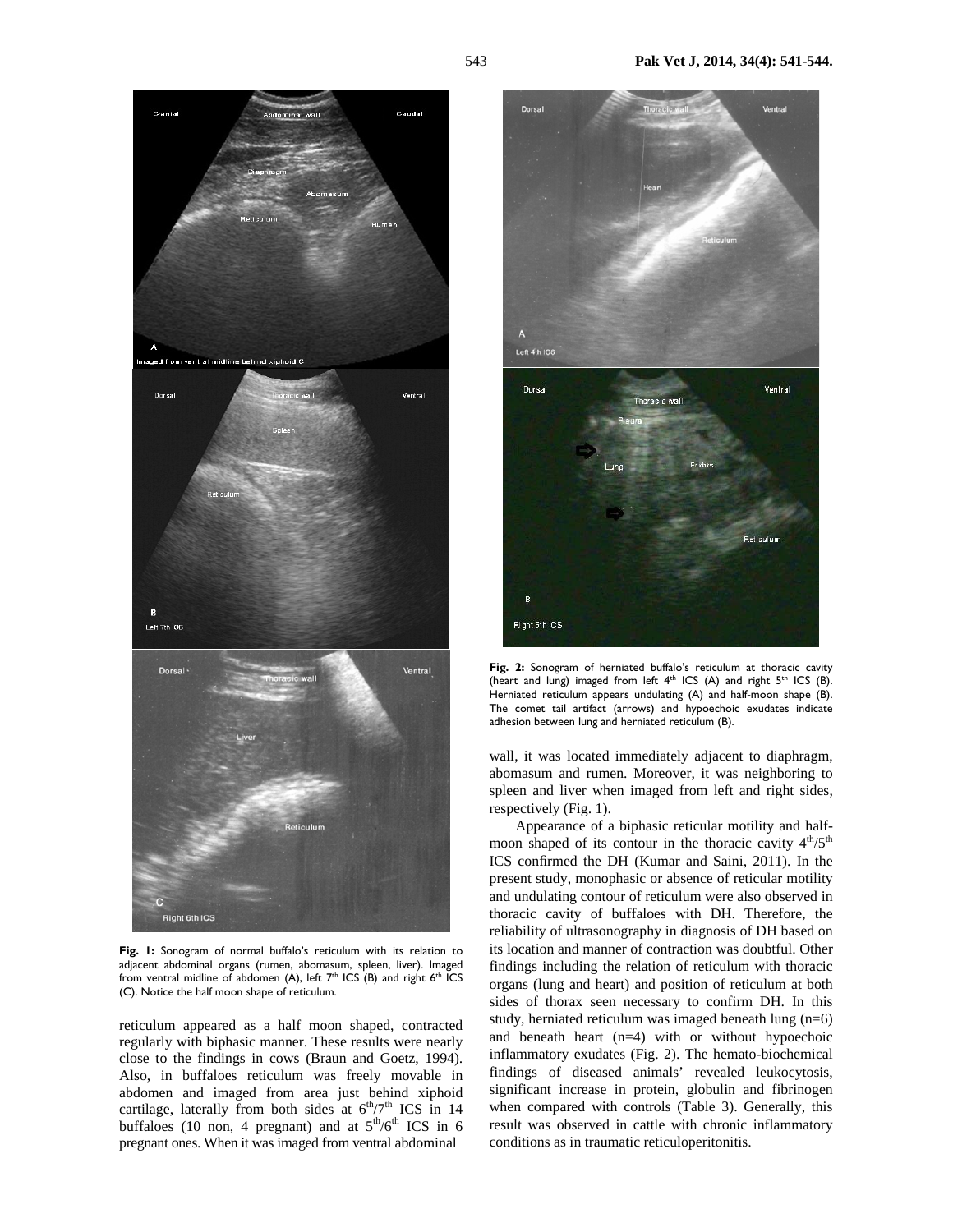Fig. 1: Sonogram of normal buffalo's reticulum with its relation to adjacent abdominal organs (rumen, abomasum, spleen, liver). Imaged from ventral midline of abdomen (A), left 7th ICS (B) and right 6th ICS (C). Notice the half moon shape of reticulum.

reticulum appeared as a half moon shaped, contracted regularly with biphasic manner. These results were nearly close to the findings in cows (Braun and Goetz, 1994). Also, in buffaloes reticulum was freely movable in abdomen and imaged from area just behind xiphoid cartilage, laterally from both sides at $6^{th}/7^{th}$ ICS in 14 buffaloes (10 non, 4 pregnant) and at $5^{th}/6^{th}$ ICS in 6 pregnant ones. When it was imaged from ventral abdominal wall, it was located immediately adjacent to diaphragm, abomasum and rumen. Moreover, it was neighboring to spleen and liver when imaged from left and right sides, respectively (Fig. 1).

Fig. 2: Sonogram of herniated buffalo's reticulum at thoracic cavity (heart and lung) imaged from left 4th ICS (A) and right 5th ICS (B). Herniated reticulum appears undulating (A) and half-moon shape (B). The comet tail artifact (arrows) and hypoechoic exudates indicate adhesion between lung and herniated reticulum (B).

Appearance of a biphasic reticular motility and half-moon shaped of its contour in the thoracic cavity $4^{th}/5^{th}$ ICS confirmed the DH (Kumar and Saini, 2011). In the present study, monophasic or absence of reticular motility and undulating contour of reticulum were also observed in thoracic cavity of buffaloes with DH. Therefore, the reliability of ultrasonography in diagnosis of DH based on its location and manner of contraction was doubtful. Other findings including the relation of reticulum with thoracic organs (lung and heart) and position of reticulum at both sides of thorax seen necessary to confirm DH. In this study, herniated reticulum was imaged beneath lung (n=6) and beneath heart (n=4) with or without hypoechoic inflammatory exudates (Fig. 2). The hemato-biochemical findings of diseased animals' revealed leukocytosis, significant increase in protein, globulin and fibrinogen when compared with controls (Table 3). Generally, this result was observed in cattle with chronic inflammatory conditions as in traumatic reticuloperitonitis.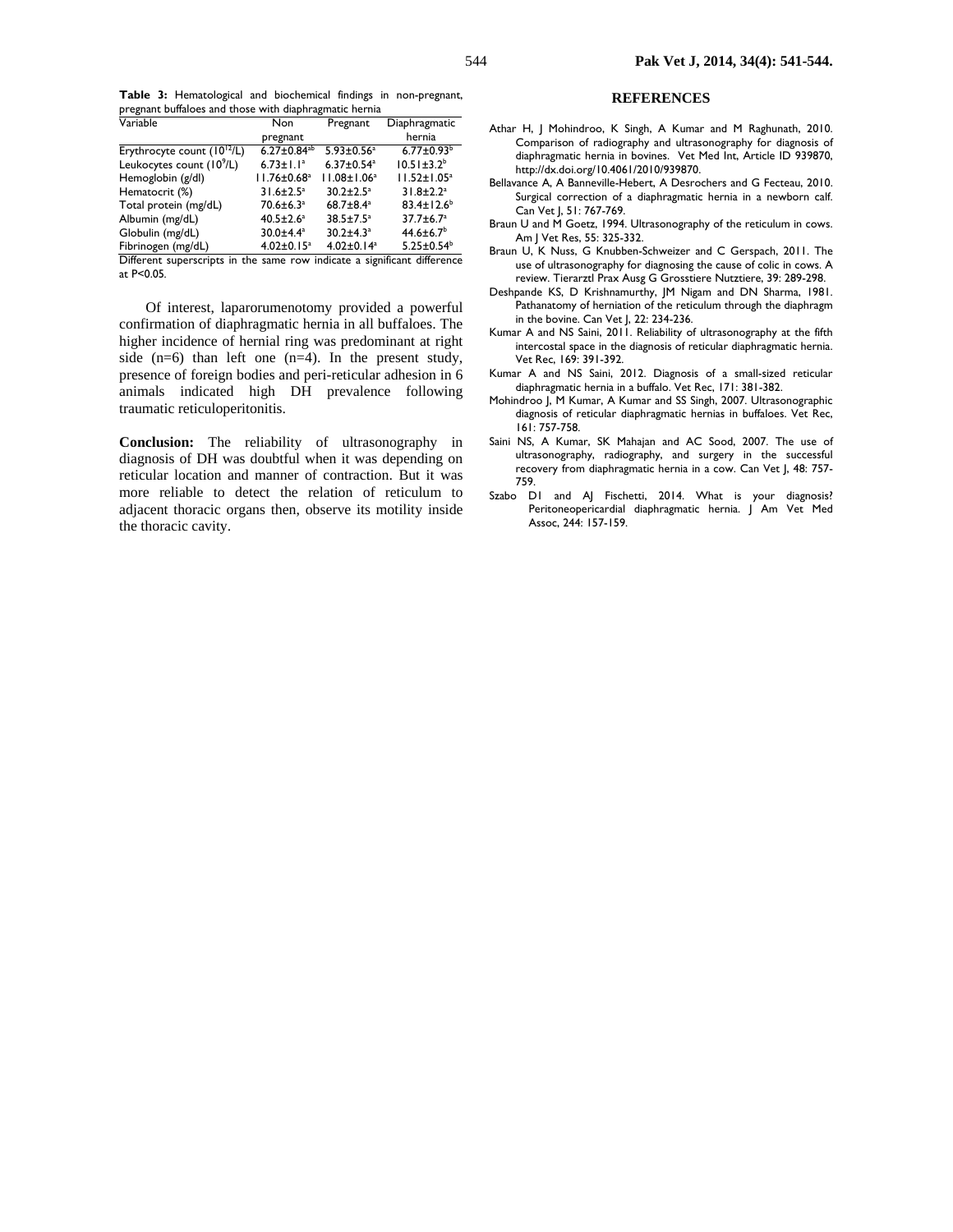**Table 3:** Hematological and biochemical findings in non-pregnant, pregnant buffaloes and those with diaphragmatic hernia

| Variable | Non pregnant | Pregnant | Diaphragmatic hernia |
|---|---|---|---|
| Erythrocyte count ($10^{12}$/L) | 6.27±0.84[ab] | 5.93±0.56[a] | 6.77±0.93[b] |
| Leukocytes count ($10^{9}$/L) | 6.73±1.1[a] | 6.37±0.54[a] | 10.51±3.2[b] |
| Hemoglobin (g/dl) | 11.76±0.68[a] | 11.08±1.06[a] | 11.52±1.05[a] |
| Hematocrit (%) | 31.6±2.5[a] | 30.2±2.5[a] | 31.8±2.2[a] |
| Total protein (mg/dL) | 70.6±6.3[a] | 68.7±8.4[a] | 83.4±12.6[b] |
| Albumin (mg/dL) | 40.5±2.6[a] | 38.5±7.5[a] | 37.7±6.7[a] |
| Globulin (mg/dL) | 30.0±4.4[a] | 30.2±4.3[a] | 44.6±6.7[b] |
| Fibrinogen (mg/dL) | 4.02±0.15[a] | 4.02±0.14[a] | 5.25±0.54[b] |

Different superscripts in the same row indicate a significant difference at P<0.05.

Of interest, laparorumenotomy provided a powerful confirmation of diaphragmatic hernia in all buffaloes. The higher incidence of hernial ring was predominant at right side (n=6) than left one (n=4). In the present study, presence of foreign bodies and peri-reticular adhesion in 6 animals indicated high DH prevalence following traumatic reticuloperitonitis.

**Conclusion:** The reliability of ultrasonography in diagnosis of DH was doubtful when it was depending on reticular location and manner of contraction. But it was more reliable to detect the relation of reticulum to adjacent thoracic organs then, observe its motility inside the thoracic cavity.

## REFERENCES

Athar H, J Mohindroo, K Singh, A Kumar and M Raghunath, 2010. Comparison of radiography and ultrasonography for diagnosis of diaphragmatic hernia in bovines. Vet Med Int, Article ID 939870, http://dx.doi.org/10.4061/2010/939870.

Bellavance A, A Banneville-Hebert, A Desrochers and G Fecteau, 2010. Surgical correction of a diaphragmatic hernia in a newborn calf. Can Vet J, 51: 767-769.

Braun U and M Goetz, 1994. Ultrasonography of the reticulum in cows. Am J Vet Res, 55: 325-332.

Braun U, K Nuss, G Knubben-Schweizer and C Gerspach, 2011. The use of ultrasonography for diagnosing the cause of colic in cows. A review. Tierarztl Prax Ausg G Grosstiere Nutztiere, 39: 289-298.

Deshpande KS, D Krishnamurthy, JM Nigam and DN Sharma, 1981. Pathanatomy of herniation of the reticulum through the diaphragm in the bovine. Can Vet J, 22: 234-236.

Kumar A and NS Saini, 2011. Reliability of ultrasonography at the fifth intercostal space in the diagnosis of reticular diaphragmatic hernia. Vet Rec, 169: 391-392.

Kumar A and NS Saini, 2012. Diagnosis of a small-sized reticular diaphragmatic hernia in a buffalo. Vet Rec, 171: 381-382.

Mohindroo J, M Kumar, A Kumar and SS Singh, 2007. Ultrasonographic diagnosis of reticular diaphragmatic hernias in buffaloes. Vet Rec, 161: 757-758.

Saini NS, A Kumar, SK Mahajan and AC Sood, 2007. The use of ultrasonography, radiography, and surgery in the successful recovery from diaphragmatic hernia in a cow. Can Vet J, 48: 757-759.

Szabo D1 and AJ Fischetti, 2014. What is your diagnosis? Peritoneopericardial diaphragmatic hernia. J Am Vet Med Assoc, 244: 157-159.